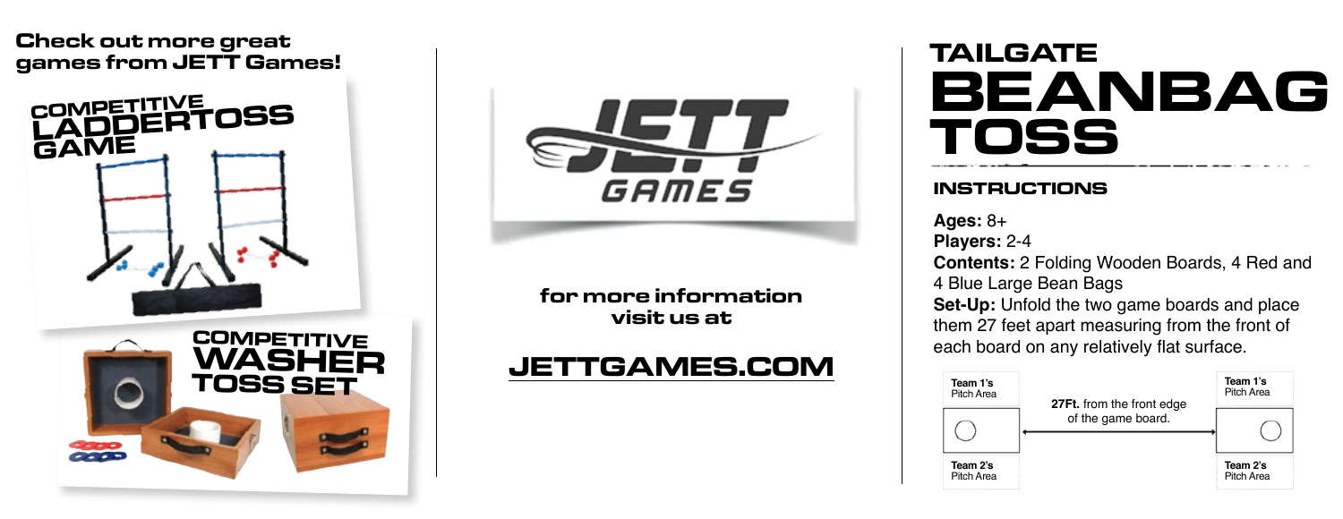**Check out more great games from JETT Games!**

COMPETITIVE LADDERTOSS GAME

COMPETITIVE WASHER TOSS SET

JETT GAMES

**for more information visit us at**

**JETTGAMES.COM**

# TAILGATE BEANBAG TOSS

## INSTRUCTIONS

**Ages:** 8+
**Players:** 2-4
**Contents:** 2 Folding Wooden Boards, 4 Red and 4 Blue Large Bean Bags
**Set-Up:** Unfold the two game boards and place them 27 feet apart measuring from the front of each board on any relatively flat surface.

Team 1's Pitch Area | **27Ft.** from the front edge of the game board. | Team 1's Pitch Area

Team 2's Pitch Area | | Team 2's Pitch Area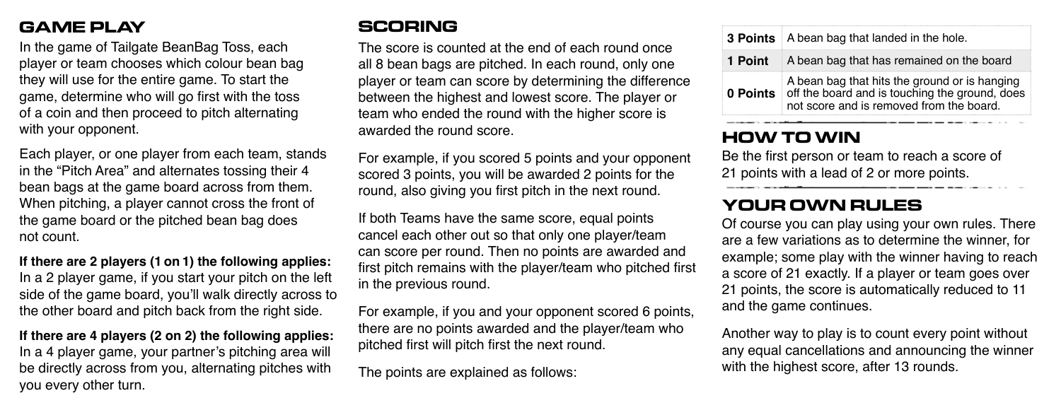## GAME PLAY

In the game of Tailgate BeanBag Toss, each player or team chooses which colour bean bag they will use for the entire game. To start the game, determine who will go first with the toss of a coin and then proceed to pitch alternating with your opponent.

Each player, or one player from each team, stands in the "Pitch Area" and alternates tossing their 4 bean bags at the game board across from them. When pitching, a player cannot cross the front of the game board or the pitched bean bag does not count.

**If there are 2 players (1 on 1) the following applies:** In a 2 player game, if you start your pitch on the left side of the game board, you'll walk directly across to the other board and pitch back from the right side.

**If there are 4 players (2 on 2) the following applies:** In a 4 player game, your partner's pitching area will be directly across from you, alternating pitches with you every other turn.

## SCORING

The score is counted at the end of each round once all 8 bean bags are pitched. In each round, only one player or team can score by determining the difference between the highest and lowest score. The player or team who ended the round with the higher score is awarded the round score.

For example, if you scored 5 points and your opponent scored 3 points, you will be awarded 2 points for the round, also giving you first pitch in the next round.

If both Teams have the same score, equal points cancel each other out so that only one player/team can score per round. Then no points are awarded and first pitch remains with the player/team who pitched first in the previous round.

For example, if you and your opponent scored 6 points, there are no points awarded and the player/team who pitched first will pitch first the next round.

The points are explained as follows:

| | |
|---|---|
| **3 Points** | A bean bag that landed in the hole. |
| **1 Point** | A bean bag that has remained on the board |
| **0 Points** | A bean bag that hits the ground or is hanging off the board and is touching the ground, does not score and is removed from the board. |

## HOW TO WIN

Be the first person or team to reach a score of 21 points with a lead of 2 or more points.

## YOUR OWN RULES

Of course you can play using your own rules. There are a few variations as to determine the winner, for example; some play with the winner having to reach a score of 21 exactly. If a player or team goes over 21 points, the score is automatically reduced to 11 and the game continues.

Another way to play is to count every point without any equal cancellations and announcing the winner with the highest score, after 13 rounds.